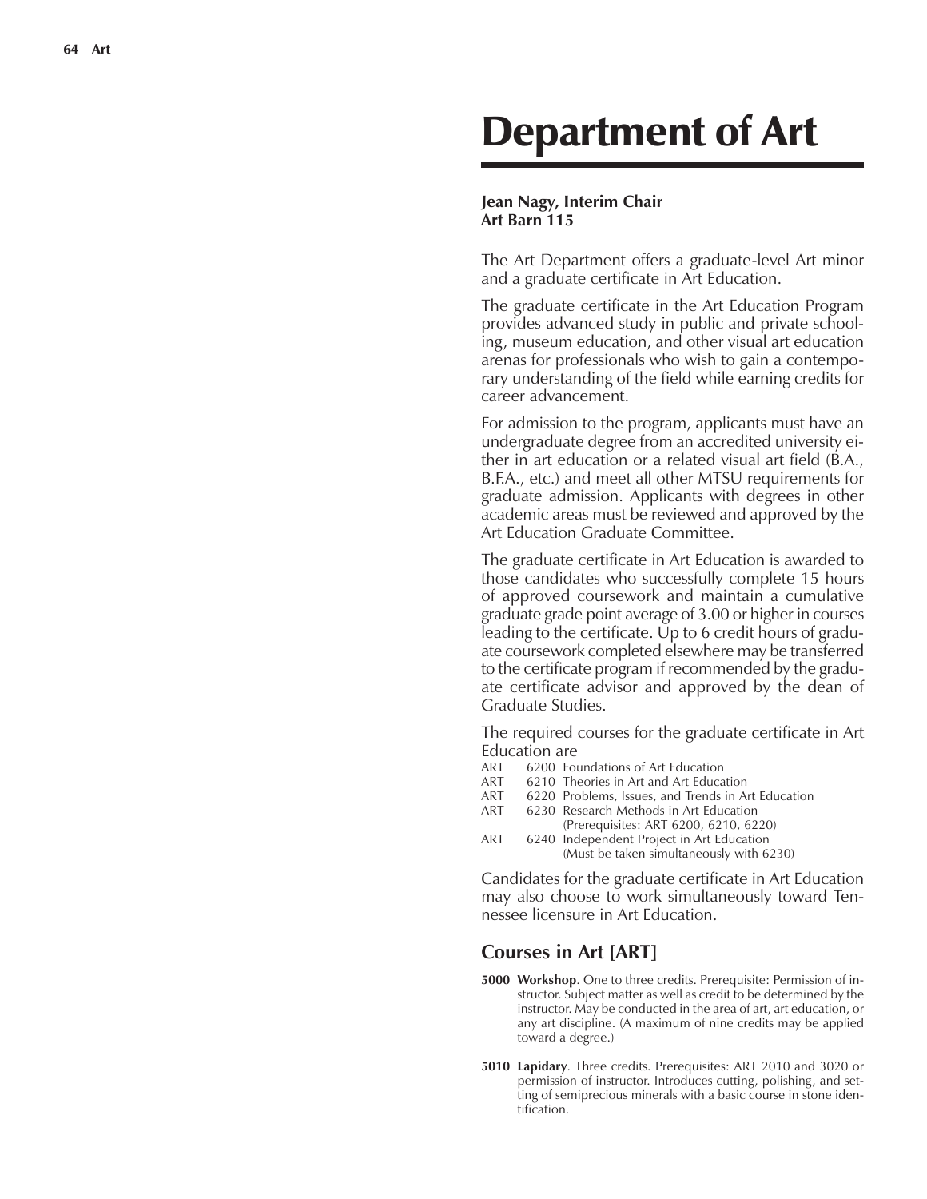# Department of Art

**Jean Nagy, Interim Chair**
**Art Barn 115**

The Art Department offers a graduate-level Art minor and a graduate certificate in Art Education.

The graduate certificate in the Art Education Program provides advanced study in public and private schooling, museum education, and other visual art education arenas for professionals who wish to gain a contemporary understanding of the field while earning credits for career advancement.

For admission to the program, applicants must have an undergraduate degree from an accredited university either in art education or a related visual art field (B.A., B.F.A., etc.) and meet all other MTSU requirements for graduate admission. Applicants with degrees in other academic areas must be reviewed and approved by the Art Education Graduate Committee.

The graduate certificate in Art Education is awarded to those candidates who successfully complete 15 hours of approved coursework and maintain a cumulative graduate grade point average of 3.00 or higher in courses leading to the certificate. Up to 6 credit hours of graduate coursework completed elsewhere may be transferred to the certificate program if recommended by the graduate certificate advisor and approved by the dean of Graduate Studies.

The required courses for the graduate certificate in Art Education are

- ART 6200 Foundations of Art Education
- ART 6210 Theories in Art and Art Education
- ART 6220 Problems, Issues, and Trends in Art Education
- ART 6230 Research Methods in Art Education (Prerequisites: ART 6200, 6210, 6220)
- ART 6240 Independent Project in Art Education (Must be taken simultaneously with 6230)

Candidates for the graduate certificate in Art Education may also choose to work simultaneously toward Tennessee licensure in Art Education.

## Courses in Art [ART]

**5000 Workshop**. One to three credits. Prerequisite: Permission of instructor. Subject matter as well as credit to be determined by the instructor. May be conducted in the area of art, art education, or any art discipline. (A maximum of nine credits may be applied toward a degree.)

**5010 Lapidary**. Three credits. Prerequisites: ART 2010 and 3020 or permission of instructor. Introduces cutting, polishing, and setting of semiprecious minerals with a basic course in stone identification.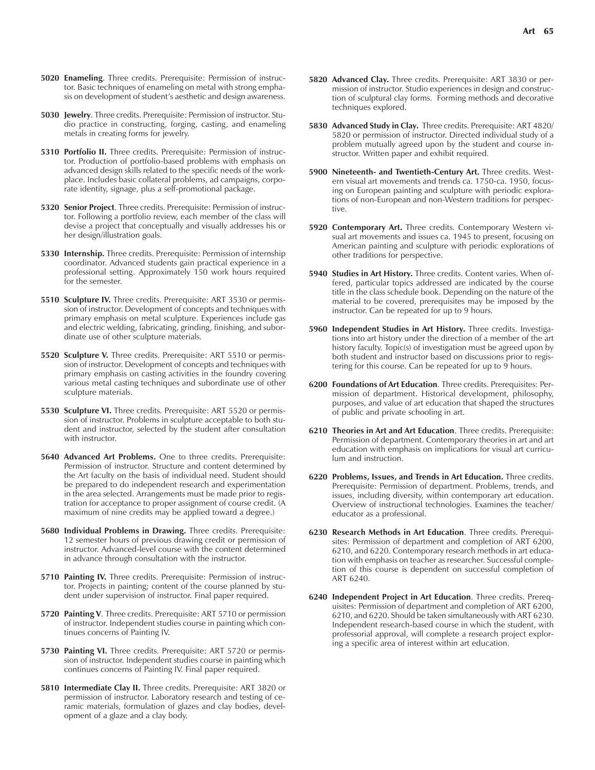**5020 Enameling**. Three credits. Prerequisite: Permission of instructor. Basic techniques of enameling on metal with strong emphasis on development of student's aesthetic and design awareness.

**5030 Jewelry**. Three credits. Prerequisite: Permission of instructor. Studio practice in constructing, forging, casting, and enameling metals in creating forms for jewelry.

**5310 Portfolio II.** Three credits. Prerequisite: Permission of instructor. Production of portfolio-based problems with emphasis on advanced design skills related to the specific needs of the workplace. Includes basic collateral problems, ad campaigns, corporate identity, signage, plus a self-promotional package.

**5320 Senior Project**. Three credits. Prerequisite: Permission of instructor. Following a portfolio review, each member of the class will devise a project that conceptually and visually addresses his or her design/illustration goals.

**5330 Internship.** Three credits. Prerequisite: Permission of internship coordinator. Advanced students gain practical experience in a professional setting. Approximately 150 work hours required for the semester.

**5510 Sculpture IV.** Three credits. Prerequisite: ART 3530 or permission of instructor. Development of concepts and techniques with primary emphasis on metal sculpture. Experiences include gas and electric welding, fabricating, grinding, finishing, and subordinate use of other sculpture materials.

**5520 Sculpture V.** Three credits. Prerequisite: ART 5510 or permission of instructor. Development of concepts and techniques with primary emphasis on casting activities in the foundry covering various metal casting techniques and subordinate use of other sculpture materials.

**5530 Sculpture VI.** Three credits. Prerequisite: ART 5520 or permission of instructor. Problems in sculpture acceptable to both student and instructor, selected by the student after consultation with instructor.

**5640 Advanced Art Problems.** One to three credits. Prerequisite: Permission of instructor. Structure and content determined by the Art faculty on the basis of individual need. Student should be prepared to do independent research and experimentation in the area selected. Arrangements must be made prior to registration for acceptance to proper assignment of course credit. (A maximum of nine credits may be applied toward a degree.)

**5680 Individual Problems in Drawing.** Three credits. Prerequisite: 12 semester hours of previous drawing credit or permission of instructor. Advanced-level course with the content determined in advance through consultation with the instructor.

**5710 Painting IV.** Three credits. Prerequisite: Permission of instructor. Projects in painting; content of the course planned by student under supervision of instructor. Final paper required.

**5720 Painting V**. Three credits. Prerequisite: ART 5710 or permission of instructor. Independent studies course in painting which continues concerns of Painting IV.

**5730 Painting VI.** Three credits. Prerequisite: ART 5720 or permission of instructor. Independent studies course in painting which continues concerns of Painting IV. Final paper required.

**5810 Intermediate Clay II.** Three credits. Prerequisite: ART 3820 or permission of instructor. Laboratory research and testing of ceramic materials, formulation of glazes and clay bodies, development of a glaze and a clay body.

**5820 Advanced Clay.** Three credits. Prerequisite: ART 3830 or permission of instructor. Studio experiences in design and construction of sculptural clay forms. Forming methods and decorative techniques explored.

**5830 Advanced Study in Clay.** Three credits. Prerequisite: ART 4820/5820 or permission of instructor. Directed individual study of a problem mutually agreed upon by the student and course instructor. Written paper and exhibit required.

**5900 Nineteenth- and Twentieth-Century Art.** Three credits. Western visual art movements and trends ca. 1750-ca. 1950, focusing on European painting and sculpture with periodic explorations of non-European and non-Western traditions for perspective.

**5920 Contemporary Art.** Three credits. Contemporary Western visual art movements and issues ca. 1945 to present, focusing on American painting and sculpture with periodic explorations of other traditions for perspective.

**5940 Studies in Art History.** Three credits. Content varies. When offered, particular topics addressed are indicated by the course title in the class schedule book. Depending on the nature of the material to be covered, prerequisites may be imposed by the instructor. Can be repeated for up to 9 hours.

**5960 Independent Studies in Art History.** Three credits. Investigations into art history under the direction of a member of the art history faculty. Topic(s) of investigation must be agreed upon by both student and instructor based on discussions prior to registering for this course. Can be repeated for up to 9 hours.

**6200 Foundations of Art Education**. Three credits. Prerequisites: Permission of department. Historical development, philosophy, purposes, and value of art education that shaped the structures of public and private schooling in art.

**6210 Theories in Art and Art Education**. Three credits. Prerequisite: Permission of department. Contemporary theories in art and art education with emphasis on implications for visual art curriculum and instruction.

**6220 Problems, Issues, and Trends in Art Education.** Three credits. Prerequisite: Permission of department. Problems, trends, and issues, including diversity, within contemporary art education. Overview of instructional technologies. Examines the teacher/educator as a professional.

**6230 Research Methods in Art Education**. Three credits. Prerequisites: Permission of department and completion of ART 6200, 6210, and 6220. Contemporary research methods in art education with emphasis on teacher as researcher. Successful completion of this course is dependent on successful completion of ART 6240.

**6240 Independent Project in Art Education**. Three credits. Prerequisites: Permission of department and completion of ART 6200, 6210, and 6220. Should be taken simultaneously with ART 6230. Independent research-based course in which the student, with professorial approval, will complete a research project exploring a specific area of interest within art education.